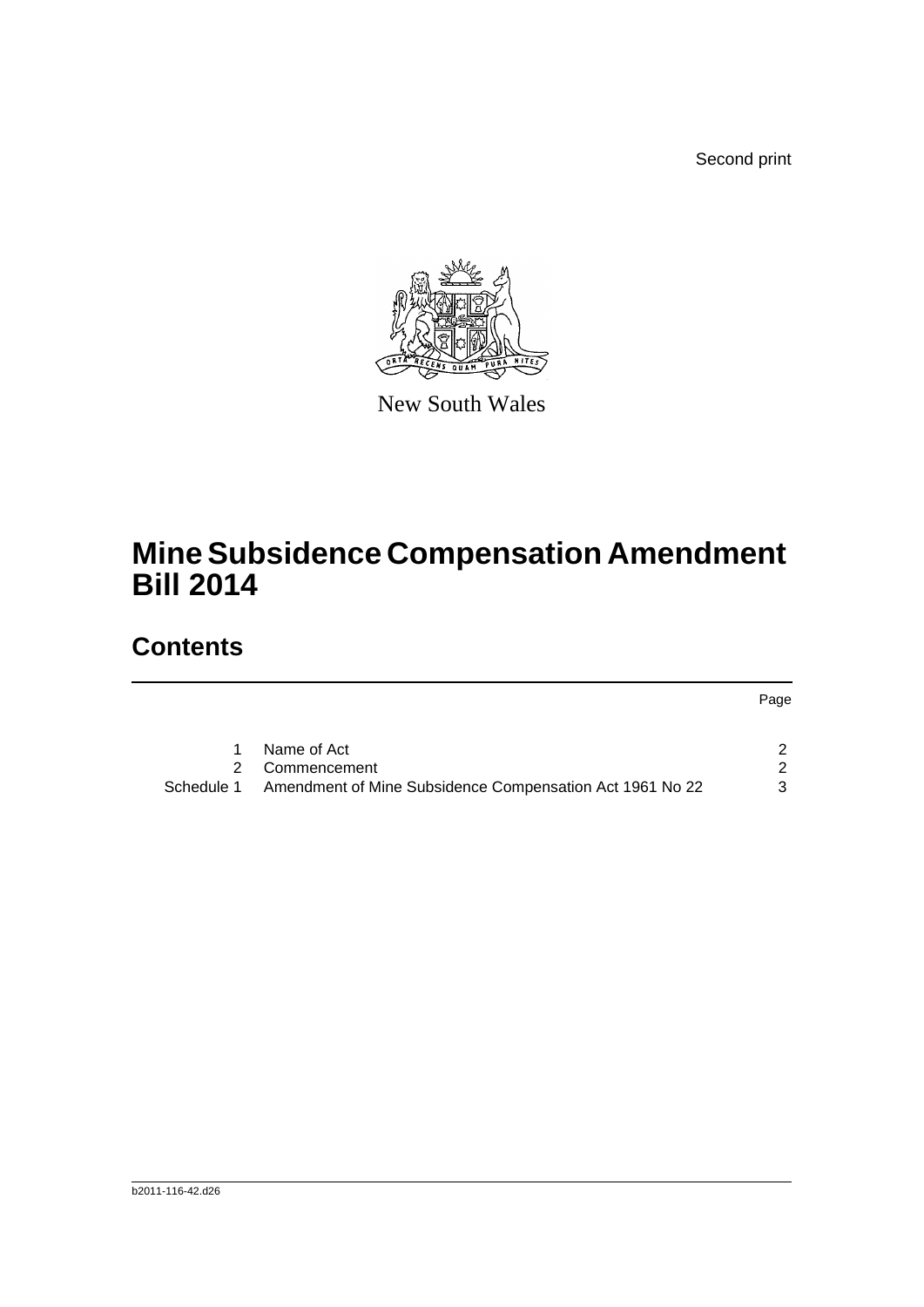Second print

New South Wales

# Mine Subsidence Compensation Amendment Bill 2014

## Contents

| | | Page |
|---|---|---|
| 1 | Name of Act | 2 |
| 2 | Commencement | 2 |
| Schedule 1 | Amendment of Mine Subsidence Compensation Act 1961 No 22 | 3 |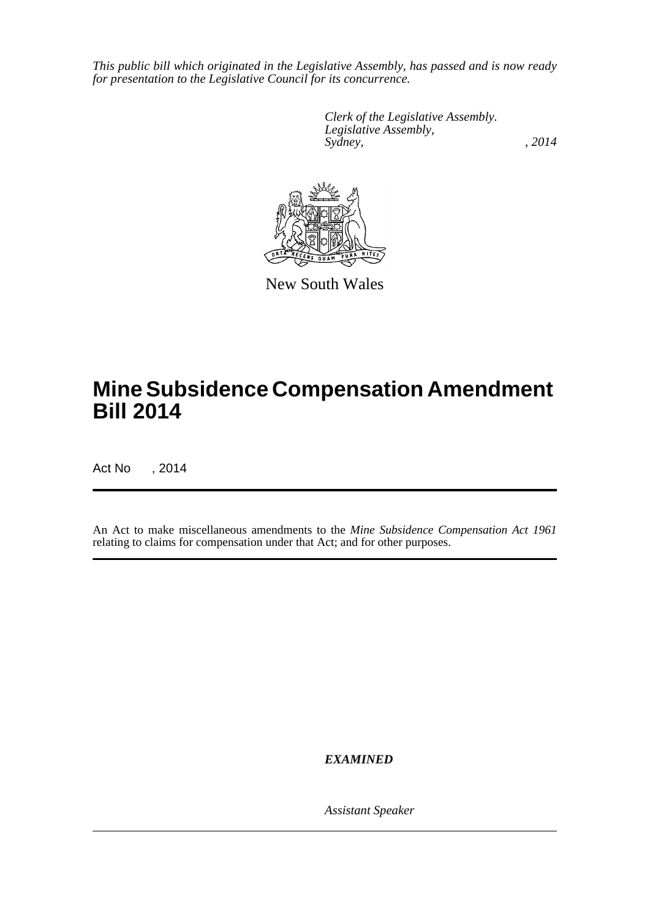*This public bill which originated in the Legislative Assembly, has passed and is now ready for presentation to the Legislative Council for its concurrence.*

*Clerk of the Legislative Assembly.*
*Legislative Assembly,*
*Sydney, , 2014*

New South Wales

# Mine Subsidence Compensation Amendment Bill 2014

Act No , 2014

An Act to make miscellaneous amendments to the *Mine Subsidence Compensation Act 1961* relating to claims for compensation under that Act; and for other purposes.

***EXAMINED***

*Assistant Speaker*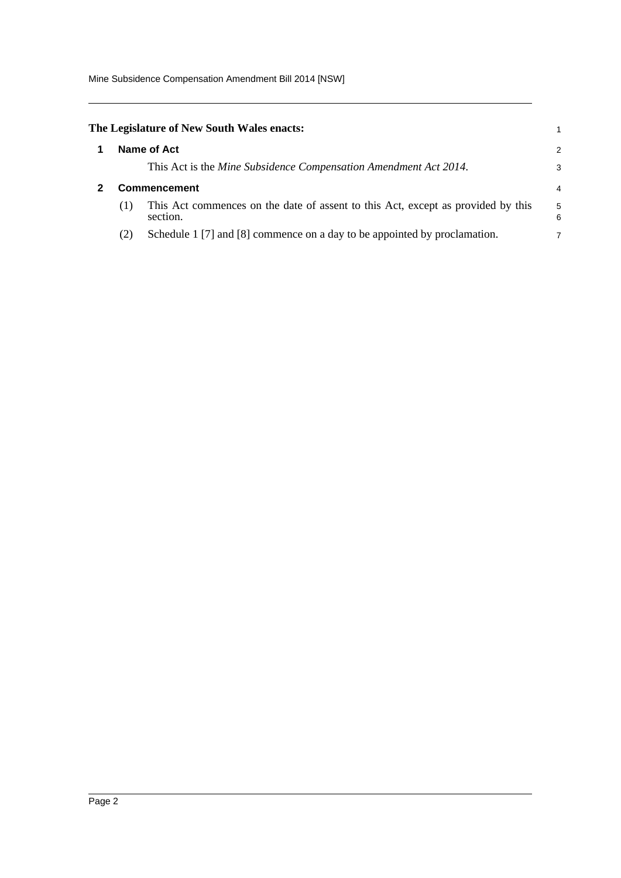**The Legislature of New South Wales enacts:**

## 1 Name of Act

This Act is the *Mine Subsidence Compensation Amendment Act 2014*.

## 2 Commencement

(1) This Act commences on the date of assent to this Act, except as provided by this section.

(2) Schedule 1 [7] and [8] commence on a day to be appointed by proclamation.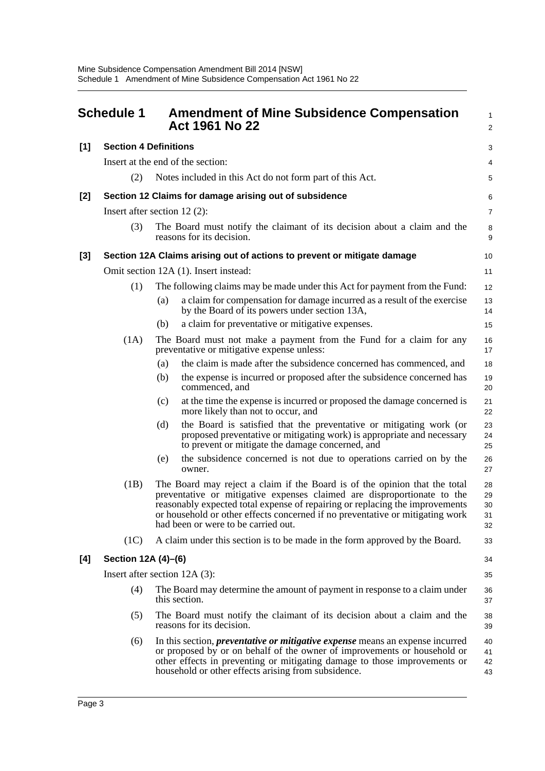## Schedule 1 Amendment of Mine Subsidence Compensation Act 1961 No 22

### [1] Section 4 Definitions

Insert at the end of the section:

(2) Notes included in this Act do not form part of this Act.

### [2] Section 12 Claims for damage arising out of subsidence

Insert after section 12 (2):

(3) The Board must notify the claimant of its decision about a claim and the reasons for its decision.

### [3] Section 12A Claims arising out of actions to prevent or mitigate damage

Omit section 12A (1). Insert instead:

(1) The following claims may be made under this Act for payment from the Fund:

- (a) a claim for compensation for damage incurred as a result of the exercise by the Board of its powers under section 13A,
- (b) a claim for preventative or mitigative expenses.

(1A) The Board must not make a payment from the Fund for a claim for any preventative or mitigative expense unless:

- (a) the claim is made after the subsidence concerned has commenced, and
- (b) the expense is incurred or proposed after the subsidence concerned has commenced, and
- (c) at the time the expense is incurred or proposed the damage concerned is more likely than not to occur, and
- (d) the Board is satisfied that the preventative or mitigating work (or proposed preventative or mitigating work) is appropriate and necessary to prevent or mitigate the damage concerned, and
- (e) the subsidence concerned is not due to operations carried on by the owner.

(1B) The Board may reject a claim if the Board is of the opinion that the total preventative or mitigative expenses claimed are disproportionate to the reasonably expected total expense of repairing or replacing the improvements or household or other effects concerned if no preventative or mitigating work had been or were to be carried out.

(1C) A claim under this section is to be made in the form approved by the Board.

### [4] Section 12A (4)–(6)

Insert after section 12A (3):

(4) The Board may determine the amount of payment in response to a claim under this section.

(5) The Board must notify the claimant of its decision about a claim and the reasons for its decision.

(6) In this section, ***preventative or mitigative expense*** means an expense incurred or proposed by or on behalf of the owner of improvements or household or other effects in preventing or mitigating damage to those improvements or household or other effects arising from subsidence.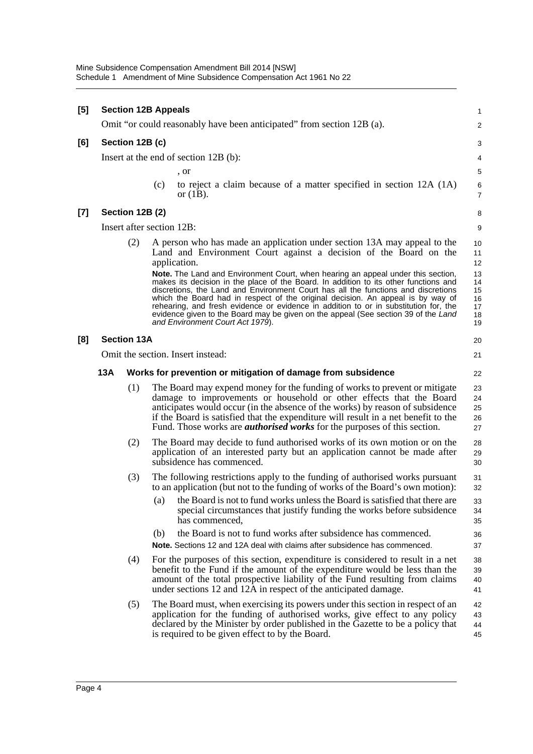**[5] Section 12B Appeals**

Omit "or could reasonably have been anticipated" from section 12B (a).

**[6] Section 12B (c)**

Insert at the end of section 12B (b):

, or

(c) to reject a claim because of a matter specified in section 12A (1A) or (1B).

**[7] Section 12B (2)**

Insert after section 12B:

(2) A person who has made an application under section 13A may appeal to the Land and Environment Court against a decision of the Board on the application.

**Note.** The Land and Environment Court, when hearing an appeal under this section, makes its decision in the place of the Board. In addition to its other functions and discretions, the Land and Environment Court has all the functions and discretions which the Board had in respect of the original decision. An appeal is by way of rehearing, and fresh evidence or evidence in addition to or in substitution for, the evidence given to the Board may be given on the appeal (See section 39 of the *Land and Environment Court Act 1979*).

**[8] Section 13A**

Omit the section. Insert instead:

**13A Works for prevention or mitigation of damage from subsidence**

(1) The Board may expend money for the funding of works to prevent or mitigate damage to improvements or household or other effects that the Board anticipates would occur (in the absence of the works) by reason of subsidence if the Board is satisfied that the expenditure will result in a net benefit to the Fund. Those works are ***authorised works*** for the purposes of this section.

(2) The Board may decide to fund authorised works of its own motion or on the application of an interested party but an application cannot be made after subsidence has commenced.

(3) The following restrictions apply to the funding of authorised works pursuant to an application (but not to the funding of works of the Board's own motion):

(a) the Board is not to fund works unless the Board is satisfied that there are special circumstances that justify funding the works before subsidence has commenced,

(b) the Board is not to fund works after subsidence has commenced.

**Note.** Sections 12 and 12A deal with claims after subsidence has commenced.

(4) For the purposes of this section, expenditure is considered to result in a net benefit to the Fund if the amount of the expenditure would be less than the amount of the total prospective liability of the Fund resulting from claims under sections 12 and 12A in respect of the anticipated damage.

(5) The Board must, when exercising its powers under this section in respect of an application for the funding of authorised works, give effect to any policy declared by the Minister by order published in the Gazette to be a policy that is required to be given effect to by the Board.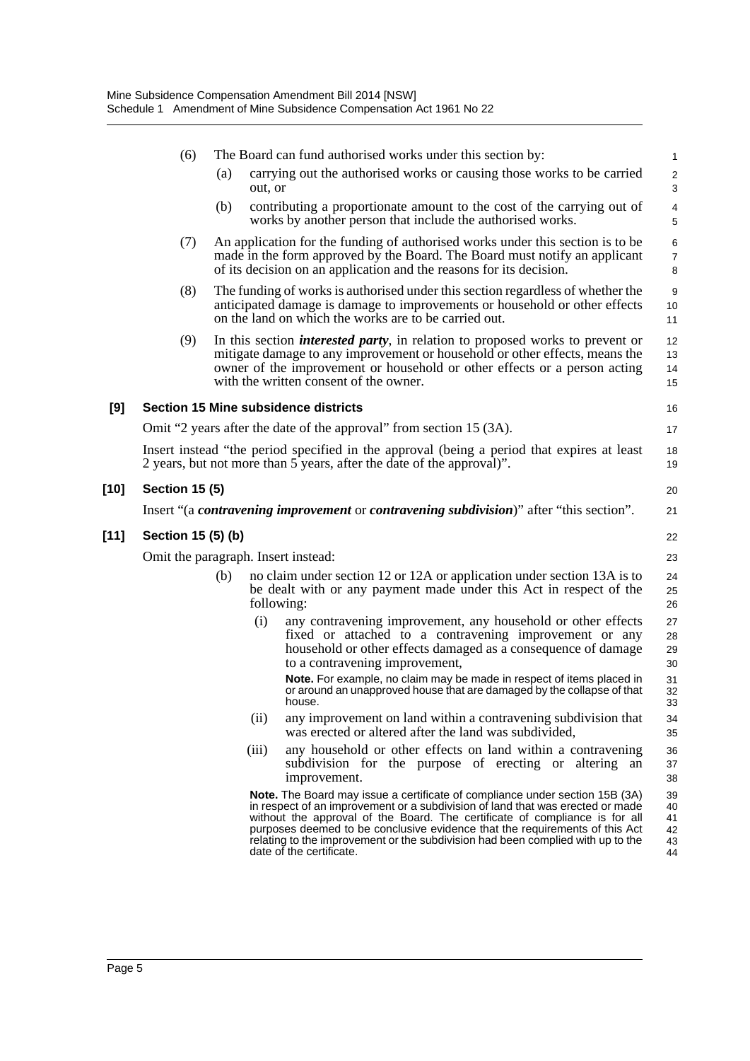(6) The Board can fund authorised works under this section by:

(a) carrying out the authorised works or causing those works to be carried out, or

(b) contributing a proportionate amount to the cost of the carrying out of works by another person that include the authorised works.

(7) An application for the funding of authorised works under this section is to be made in the form approved by the Board. The Board must notify an applicant of its decision on an application and the reasons for its decision.

(8) The funding of works is authorised under this section regardless of whether the anticipated damage is damage to improvements or household or other effects on the land on which the works are to be carried out.

(9) In this section ***interested party***, in relation to proposed works to prevent or mitigate damage to any improvement or household or other effects, means the owner of the improvement or household or other effects or a person acting with the written consent of the owner.

**[9] Section 15 Mine subsidence districts**

Omit "2 years after the date of the approval" from section 15 (3A).

Insert instead "the period specified in the approval (being a period that expires at least 2 years, but not more than 5 years, after the date of the approval)".

**[10] Section 15 (5)**

Insert "(a ***contravening improvement*** or ***contravening subdivision***)" after "this section".

**[11] Section 15 (5) (b)**

Omit the paragraph. Insert instead:

(b) no claim under section 12 or 12A or application under section 13A is to be dealt with or any payment made under this Act in respect of the following:

(i) any contravening improvement, any household or other effects fixed or attached to a contravening improvement or any household or other effects damaged as a consequence of damage to a contravening improvement,

**Note.** For example, no claim may be made in respect of items placed in or around an unapproved house that are damaged by the collapse of that house.

(ii) any improvement on land within a contravening subdivision that was erected or altered after the land was subdivided,

(iii) any household or other effects on land within a contravening subdivision for the purpose of erecting or altering an improvement.

**Note.** The Board may issue a certificate of compliance under section 15B (3A) in respect of an improvement or a subdivision of land that was erected or made without the approval of the Board. The certificate of compliance is for all purposes deemed to be conclusive evidence that the requirements of this Act relating to the improvement or the subdivision had been complied with up to the date of the certificate.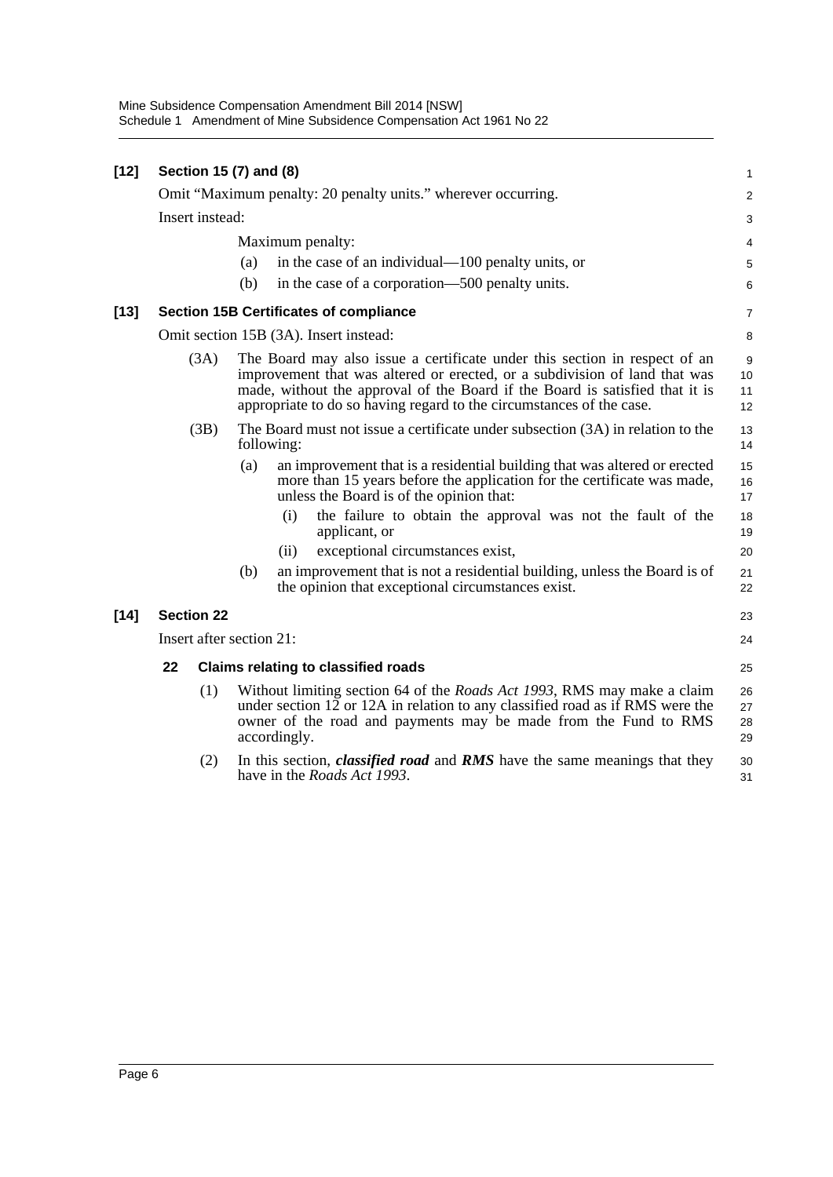**[12] Section 15 (7) and (8)**

Omit "Maximum penalty: 20 penalty units." wherever occurring.

Insert instead:

Maximum penalty:

(a) in the case of an individual—100 penalty units, or

(b) in the case of a corporation—500 penalty units.

**[13] Section 15B Certificates of compliance**

Omit section 15B (3A). Insert instead:

(3A) The Board may also issue a certificate under this section in respect of an improvement that was altered or erected, or a subdivision of land that was made, without the approval of the Board if the Board is satisfied that it is appropriate to do so having regard to the circumstances of the case.

(3B) The Board must not issue a certificate under subsection (3A) in relation to the following:

(a) an improvement that is a residential building that was altered or erected more than 15 years before the application for the certificate was made, unless the Board is of the opinion that:

(i) the failure to obtain the approval was not the fault of the applicant, or

(ii) exceptional circumstances exist,

(b) an improvement that is not a residential building, unless the Board is of the opinion that exceptional circumstances exist.

**[14] Section 22**

Insert after section 21:

**22 Claims relating to classified roads**

(1) Without limiting section 64 of the *Roads Act 1993*, RMS may make a claim under section 12 or 12A in relation to any classified road as if RMS were the owner of the road and payments may be made from the Fund to RMS accordingly.

(2) In this section, ***classified road*** and ***RMS*** have the same meanings that they have in the *Roads Act 1993*.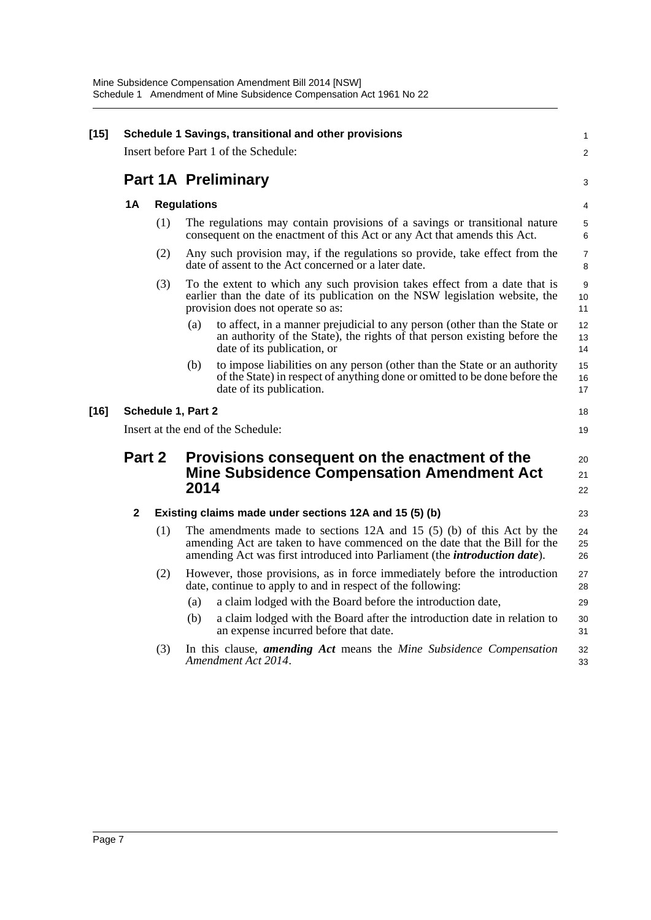**[15] Schedule 1 Savings, transitional and other provisions**

Insert before Part 1 of the Schedule:

## Part 1A Preliminary

### 1A Regulations

(1) The regulations may contain provisions of a savings or transitional nature consequent on the enactment of this Act or any Act that amends this Act.

(2) Any such provision may, if the regulations so provide, take effect from the date of assent to the Act concerned or a later date.

(3) To the extent to which any such provision takes effect from a date that is earlier than the date of its publication on the NSW legislation website, the provision does not operate so as:

- (a) to affect, in a manner prejudicial to any person (other than the State or an authority of the State), the rights of that person existing before the date of its publication, or
- (b) to impose liabilities on any person (other than the State or an authority of the State) in respect of anything done or omitted to be done before the date of its publication.

**[16] Schedule 1, Part 2**

Insert at the end of the Schedule:

## Part 2 Provisions consequent on the enactment of the Mine Subsidence Compensation Amendment Act 2014

### 2 Existing claims made under sections 12A and 15 (5) (b)

(1) The amendments made to sections 12A and 15 (5) (b) of this Act by the amending Act are taken to have commenced on the date that the Bill for the amending Act was first introduced into Parliament (the ***introduction date***).

(2) However, those provisions, as in force immediately before the introduction date, continue to apply to and in respect of the following:

- (a) a claim lodged with the Board before the introduction date,
- (b) a claim lodged with the Board after the introduction date in relation to an expense incurred before that date.

(3) In this clause, ***amending Act*** means the *Mine Subsidence Compensation Amendment Act 2014*.